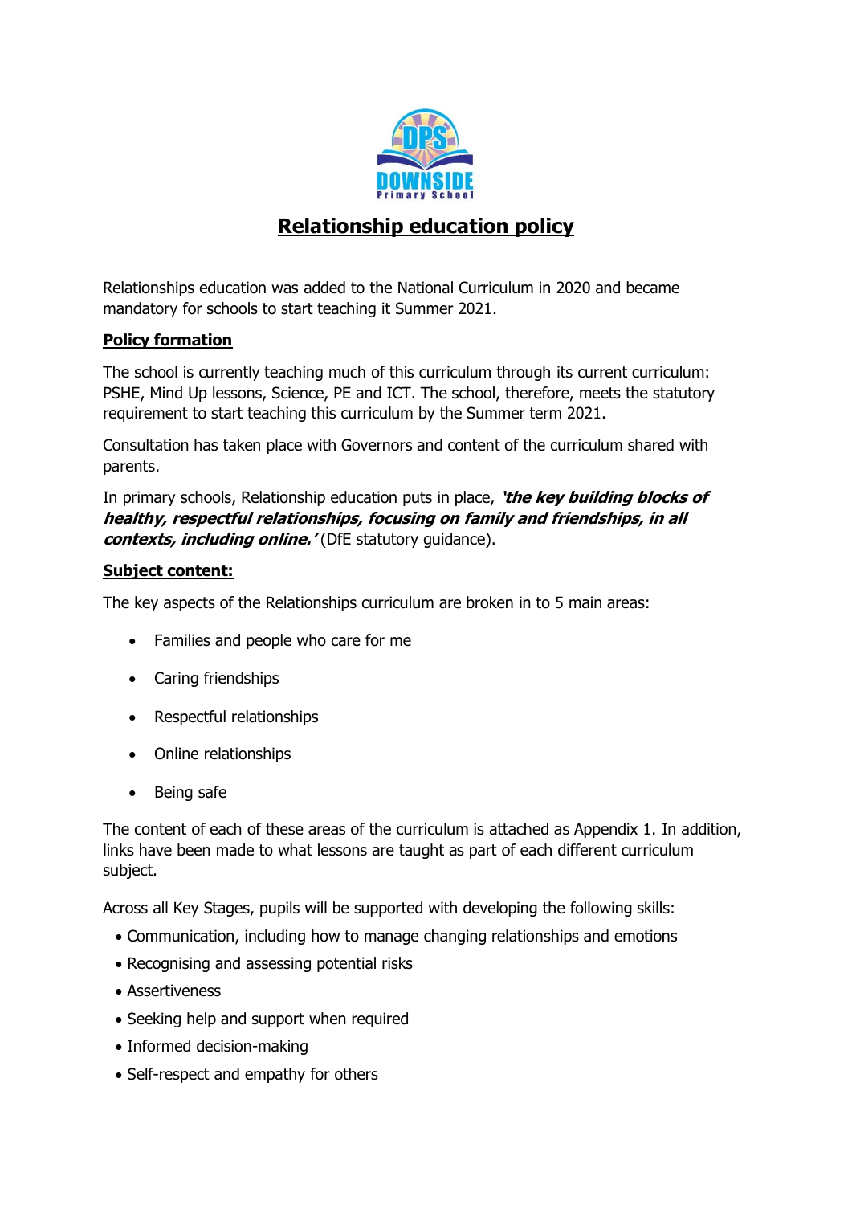# Relationship education policy

Relationships education was added to the National Curriculum in 2020 and became mandatory for schools to start teaching it Summer 2021.

## Policy formation

The school is currently teaching much of this curriculum through its current curriculum: PSHE, Mind Up lessons, Science, PE and ICT. The school, therefore, meets the statutory requirement to start teaching this curriculum by the Summer term 2021.

Consultation has taken place with Governors and content of the curriculum shared with parents.

In primary schools, Relationship education puts in place, ***'the key building blocks of healthy, respectful relationships, focusing on family and friendships, in all contexts, including online.'*** (DfE statutory guidance).

## Subject content:

The key aspects of the Relationships curriculum are broken in to 5 main areas:

- Families and people who care for me
- Caring friendships
- Respectful relationships
- Online relationships
- Being safe

The content of each of these areas of the curriculum is attached as Appendix 1. In addition, links have been made to what lessons are taught as part of each different curriculum subject.

Across all Key Stages, pupils will be supported with developing the following skills:

- Communication, including how to manage changing relationships and emotions
- Recognising and assessing potential risks
- Assertiveness
- Seeking help and support when required
- Informed decision-making
- Self-respect and empathy for others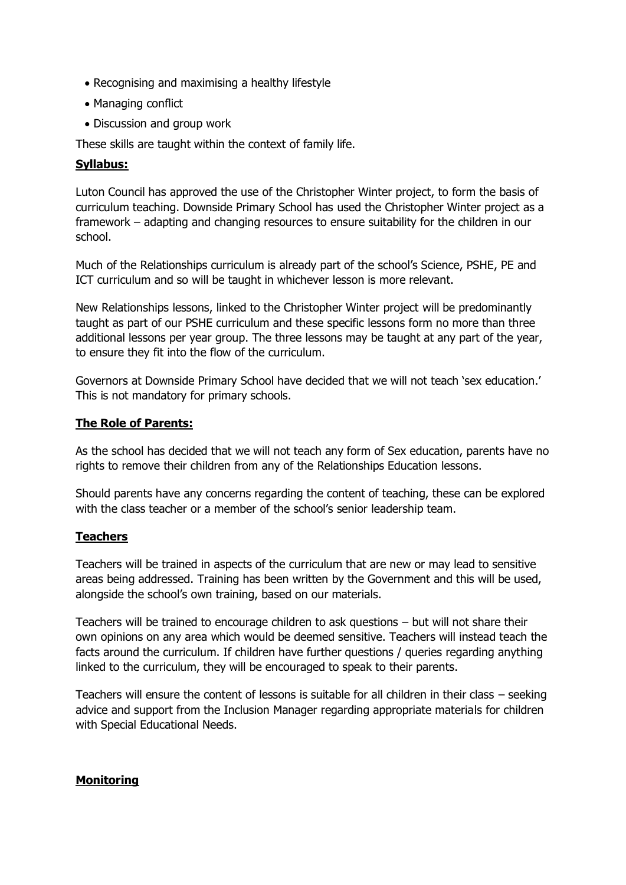- Recognising and maximising a healthy lifestyle
- Managing conflict
- Discussion and group work

These skills are taught within the context of family life.

**Syllabus:**

Luton Council has approved the use of the Christopher Winter project, to form the basis of curriculum teaching. Downside Primary School has used the Christopher Winter project as a framework – adapting and changing resources to ensure suitability for the children in our school.

Much of the Relationships curriculum is already part of the school's Science, PSHE, PE and ICT curriculum and so will be taught in whichever lesson is more relevant.

New Relationships lessons, linked to the Christopher Winter project will be predominantly taught as part of our PSHE curriculum and these specific lessons form no more than three additional lessons per year group. The three lessons may be taught at any part of the year, to ensure they fit into the flow of the curriculum.

Governors at Downside Primary School have decided that we will not teach 'sex education.' This is not mandatory for primary schools.

**The Role of Parents:**

As the school has decided that we will not teach any form of Sex education, parents have no rights to remove their children from any of the Relationships Education lessons.

Should parents have any concerns regarding the content of teaching, these can be explored with the class teacher or a member of the school's senior leadership team.

**Teachers**

Teachers will be trained in aspects of the curriculum that are new or may lead to sensitive areas being addressed. Training has been written by the Government and this will be used, alongside the school's own training, based on our materials.

Teachers will be trained to encourage children to ask questions – but will not share their own opinions on any area which would be deemed sensitive. Teachers will instead teach the facts around the curriculum. If children have further questions / queries regarding anything linked to the curriculum, they will be encouraged to speak to their parents.

Teachers will ensure the content of lessons is suitable for all children in their class – seeking advice and support from the Inclusion Manager regarding appropriate materials for children with Special Educational Needs.

**Monitoring**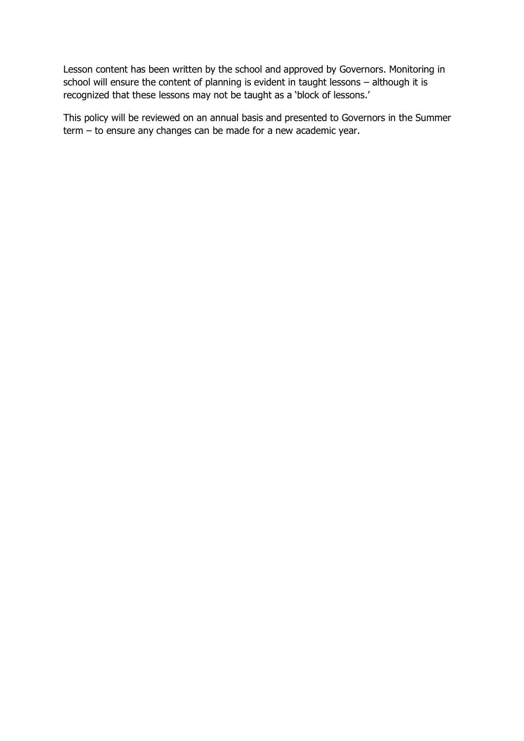Lesson content has been written by the school and approved by Governors. Monitoring in school will ensure the content of planning is evident in taught lessons – although it is recognized that these lessons may not be taught as a 'block of lessons.'

This policy will be reviewed on an annual basis and presented to Governors in the Summer term – to ensure any changes can be made for a new academic year.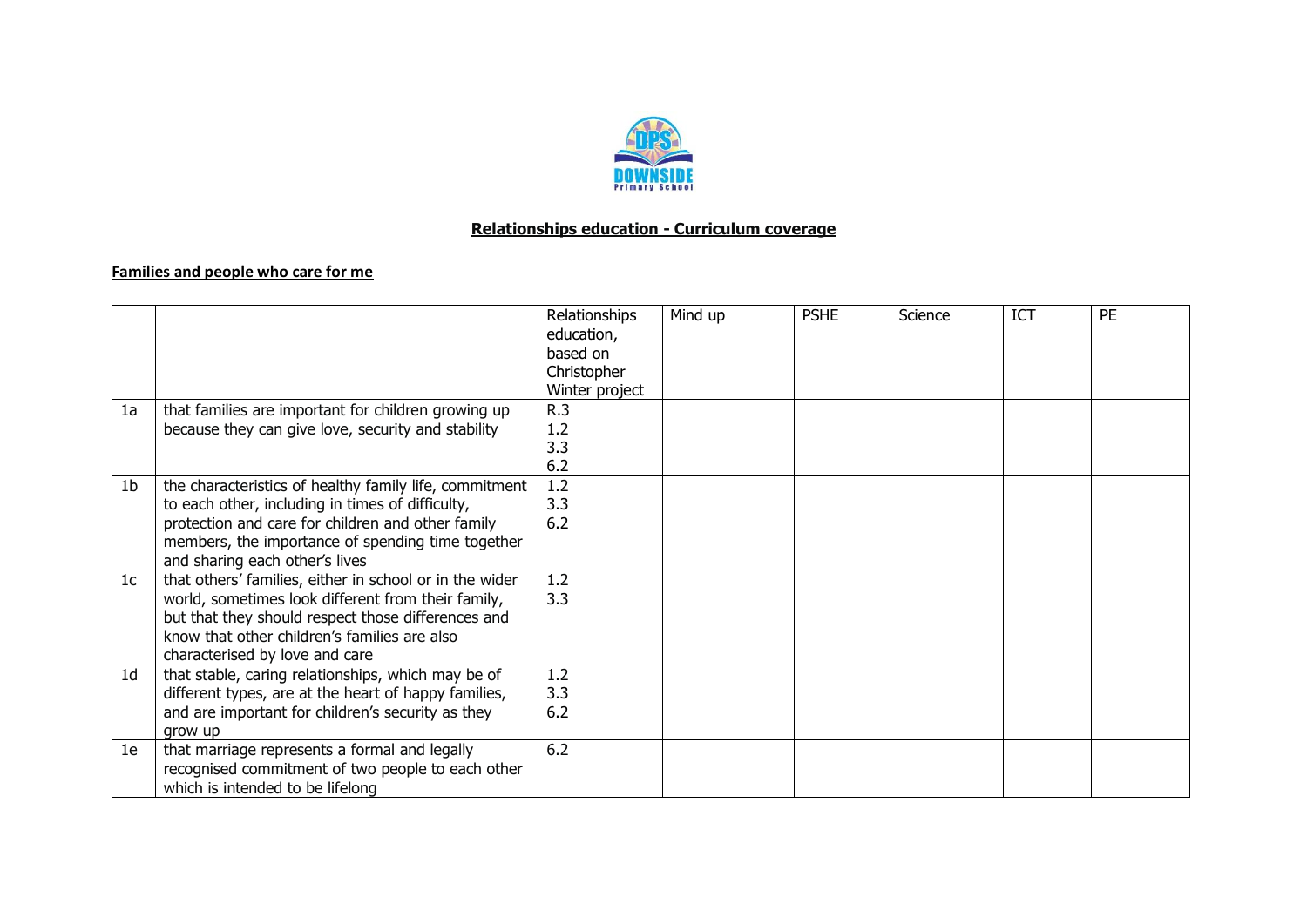## **Relationships education - Curriculum coverage**

### **Families and people who care for me**

| | | Relationships education, based on Christopher Winter project | Mind up | PSHE | Science | ICT | PE |
|---|---|---|---|---|---|---|---|
| 1a | that families are important for children growing up because they can give love, security and stability | R.3<br>1.2<br>3.3<br>6.2 | | | | | |
| 1b | the characteristics of healthy family life, commitment to each other, including in times of difficulty, protection and care for children and other family members, the importance of spending time together and sharing each other's lives | 1.2<br>3.3<br>6.2 | | | | | |
| 1c | that others' families, either in school or in the wider world, sometimes look different from their family, but that they should respect those differences and know that other children's families are also characterised by love and care | 1.2<br>3.3 | | | | | |
| 1d | that stable, caring relationships, which may be of different types, are at the heart of happy families, and are important for children's security as they grow up | 1.2<br>3.3<br>6.2 | | | | | |
| 1e | that marriage represents a formal and legally recognised commitment of two people to each other which is intended to be lifelong | 6.2 | | | | | |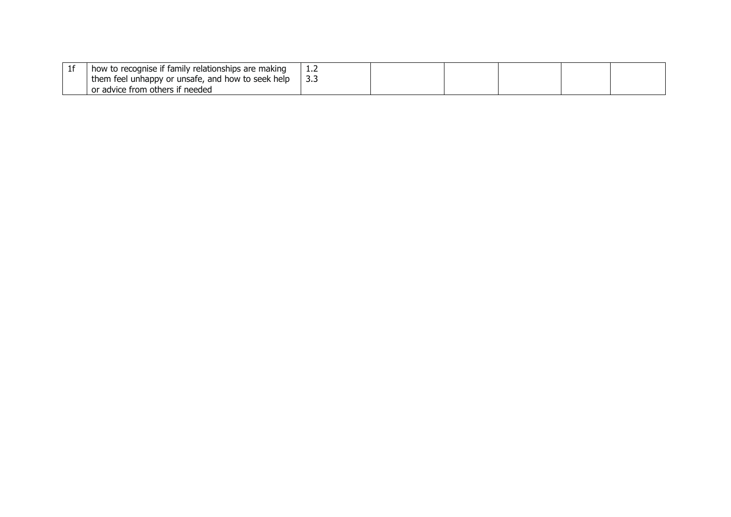| 1f | how to recognise if family relationships are making them feel unhappy or unsafe, and how to seek help or advice from others if needed | 1.2<br>3.3 | | | | | |
|---|---|---|---|---|---|---|---|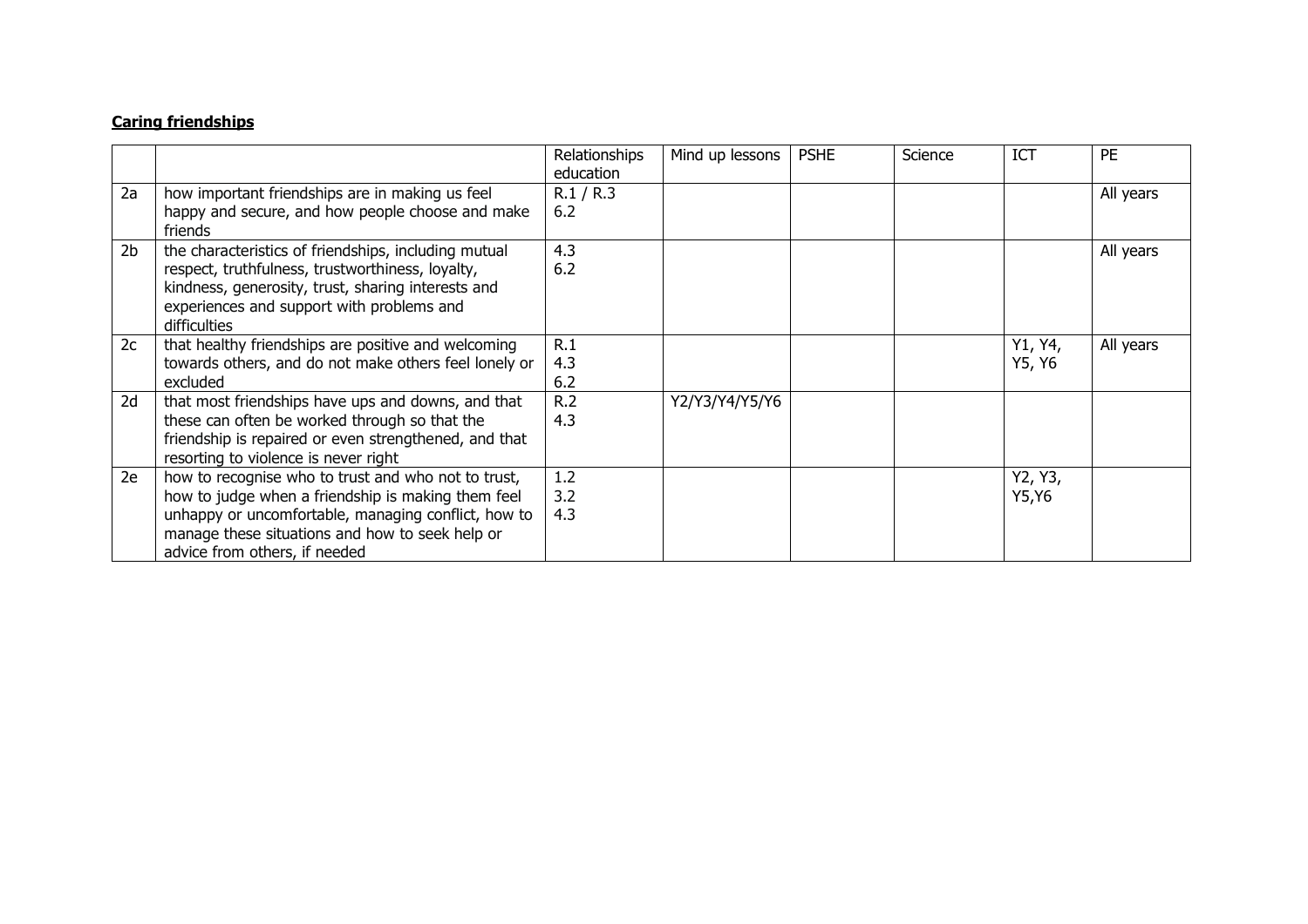**Caring friendships**

| | | Relationships education | Mind up lessons | PSHE | Science | ICT | PE |
|---|---|---|---|---|---|---|---|
| 2a | how important friendships are in making us feel happy and secure, and how people choose and make friends | R.1 / R.3<br>6.2 | | | | | All years |
| 2b | the characteristics of friendships, including mutual respect, truthfulness, trustworthiness, loyalty, kindness, generosity, trust, sharing interests and experiences and support with problems and difficulties | 4.3<br>6.2 | | | | | All years |
| 2c | that healthy friendships are positive and welcoming towards others, and do not make others feel lonely or excluded | R.1<br>4.3<br>6.2 | | | | Y1, Y4, Y5, Y6 | All years |
| 2d | that most friendships have ups and downs, and that these can often be worked through so that the friendship is repaired or even strengthened, and that resorting to violence is never right | R.2<br>4.3 | Y2/Y3/Y4/Y5/Y6 | | | | |
| 2e | how to recognise who to trust and who not to trust, how to judge when a friendship is making them feel unhappy or uncomfortable, managing conflict, how to manage these situations and how to seek help or advice from others, if needed | 1.2<br>3.2<br>4.3 | | | | Y2, Y3, Y5,Y6 | |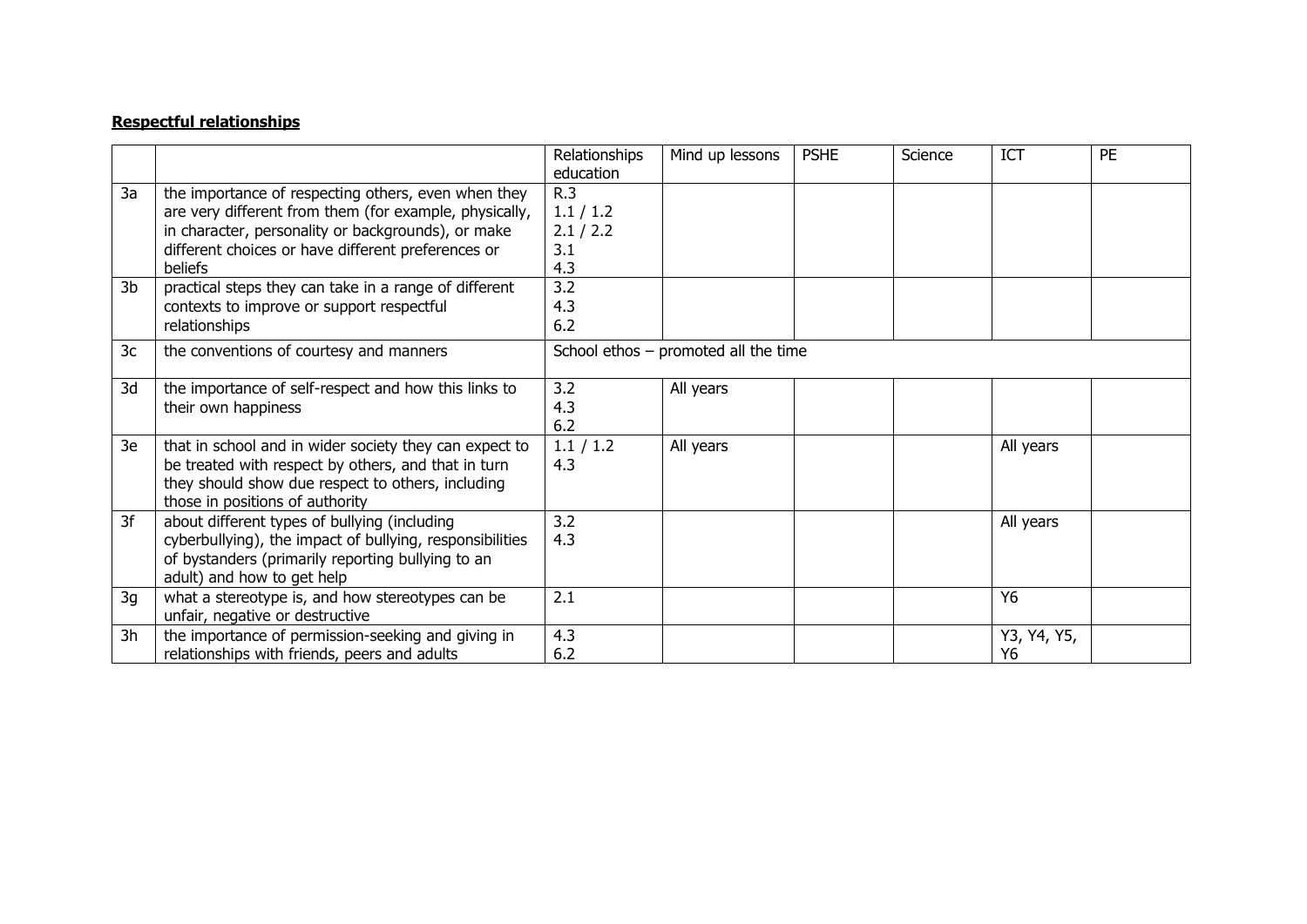**Respectful relationships**

| | | Relationships education | Mind up lessons | PSHE | Science | ICT | PE |
|---|---|---|---|---|---|---|---|
| 3a | the importance of respecting others, even when they are very different from them (for example, physically, in character, personality or backgrounds), or make different choices or have different preferences or beliefs | R.3<br>1.1 / 1.2<br>2.1 / 2.2<br>3.1<br>4.3 | | | | | |
| 3b | practical steps they can take in a range of different contexts to improve or support respectful relationships | 3.2<br>4.3<br>6.2 | | | | | |
| 3c | the conventions of courtesy and manners | School ethos – promoted all the time | | | | | |
| 3d | the importance of self-respect and how this links to their own happiness | 3.2<br>4.3<br>6.2 | All years | | | | |
| 3e | that in school and in wider society they can expect to be treated with respect by others, and that in turn they should show due respect to others, including those in positions of authority | 1.1 / 1.2<br>4.3 | All years | | | All years | |
| 3f | about different types of bullying (including cyberbullying), the impact of bullying, responsibilities of bystanders (primarily reporting bullying to an adult) and how to get help | 3.2<br>4.3 | | | | All years | |
| 3g | what a stereotype is, and how stereotypes can be unfair, negative or destructive | 2.1 | | | | Y6 | |
| 3h | the importance of permission-seeking and giving in relationships with friends, peers and adults | 4.3<br>6.2 | | | | Y3, Y4, Y5, Y6 | |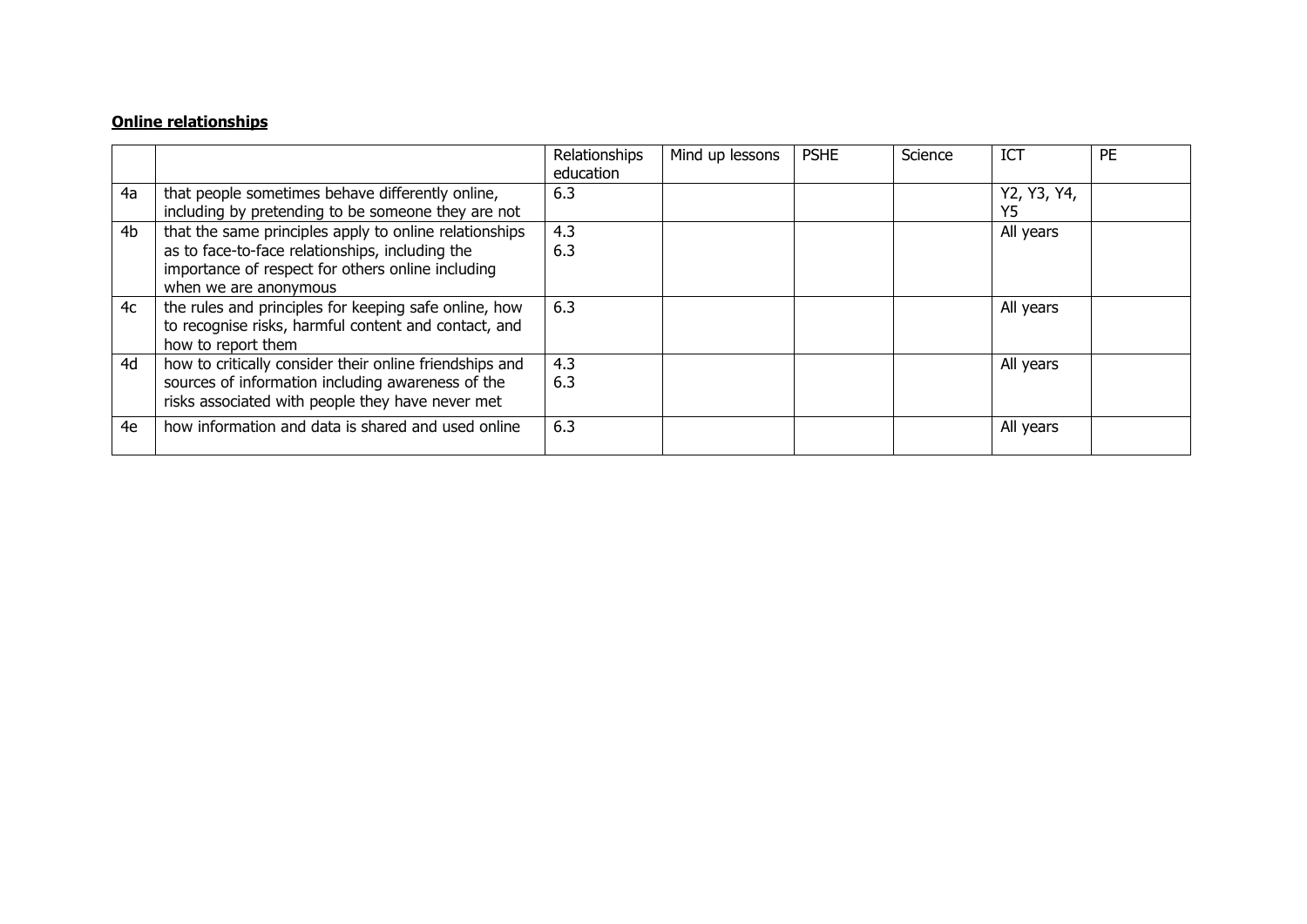**Online relationships**

| | | Relationships education | Mind up lessons | PSHE | Science | ICT | PE |
|---|---|---|---|---|---|---|---|
| 4a | that people sometimes behave differently online, including by pretending to be someone they are not | 6.3 | | | | Y2, Y3, Y4, Y5 | |
| 4b | that the same principles apply to online relationships as to face-to-face relationships, including the importance of respect for others online including when we are anonymous | 4.3<br>6.3 | | | | All years | |
| 4c | the rules and principles for keeping safe online, how to recognise risks, harmful content and contact, and how to report them | 6.3 | | | | All years | |
| 4d | how to critically consider their online friendships and sources of information including awareness of the risks associated with people they have never met | 4.3<br>6.3 | | | | All years | |
| 4e | how information and data is shared and used online | 6.3 | | | | All years | |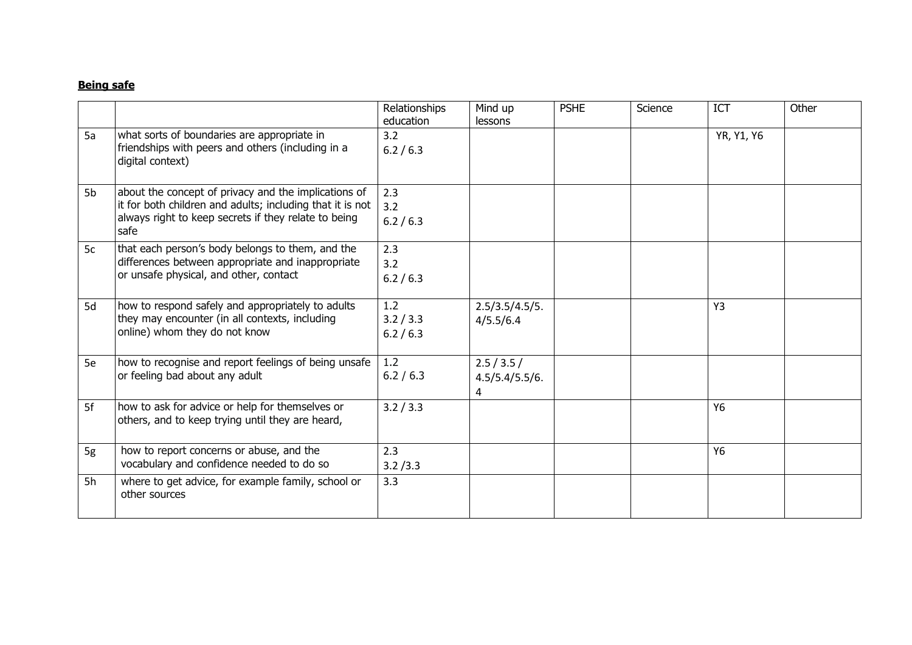**Being safe**

| | | Relationships education | Mind up lessons | PSHE | Science | ICT | Other |
|---|---|---|---|---|---|---|---|
| 5a | what sorts of boundaries are appropriate in friendships with peers and others (including in a digital context) | 3.2<br>6.2 / 6.3 | | | | YR, Y1, Y6 | |
| 5b | about the concept of privacy and the implications of it for both children and adults; including that it is not always right to keep secrets if they relate to being safe | 2.3<br>3.2<br>6.2 / 6.3 | | | | | |
| 5c | that each person's body belongs to them, and the differences between appropriate and inappropriate or unsafe physical, and other, contact | 2.3<br>3.2<br>6.2 / 6.3 | | | | | |
| 5d | how to respond safely and appropriately to adults they may encounter (in all contexts, including online) whom they do not know | 1.2<br>3.2 / 3.3<br>6.2 / 6.3 | 2.5/3.5/4.5/5.4/5.5/6.4 | | | Y3 | |
| 5e | how to recognise and report feelings of being unsafe or feeling bad about any adult | 1.2<br>6.2 / 6.3 | 2.5 / 3.5 / 4.5/5.4/5.5/6.4 | | | | |
| 5f | how to ask for advice or help for themselves or others, and to keep trying until they are heard, | 3.2 / 3.3 | | | | Y6 | |
| 5g | how to report concerns or abuse, and the vocabulary and confidence needed to do so | 2.3<br>3.2 /3.3 | | | | Y6 | |
| 5h | where to get advice, for example family, school or other sources | 3.3 | | | | | |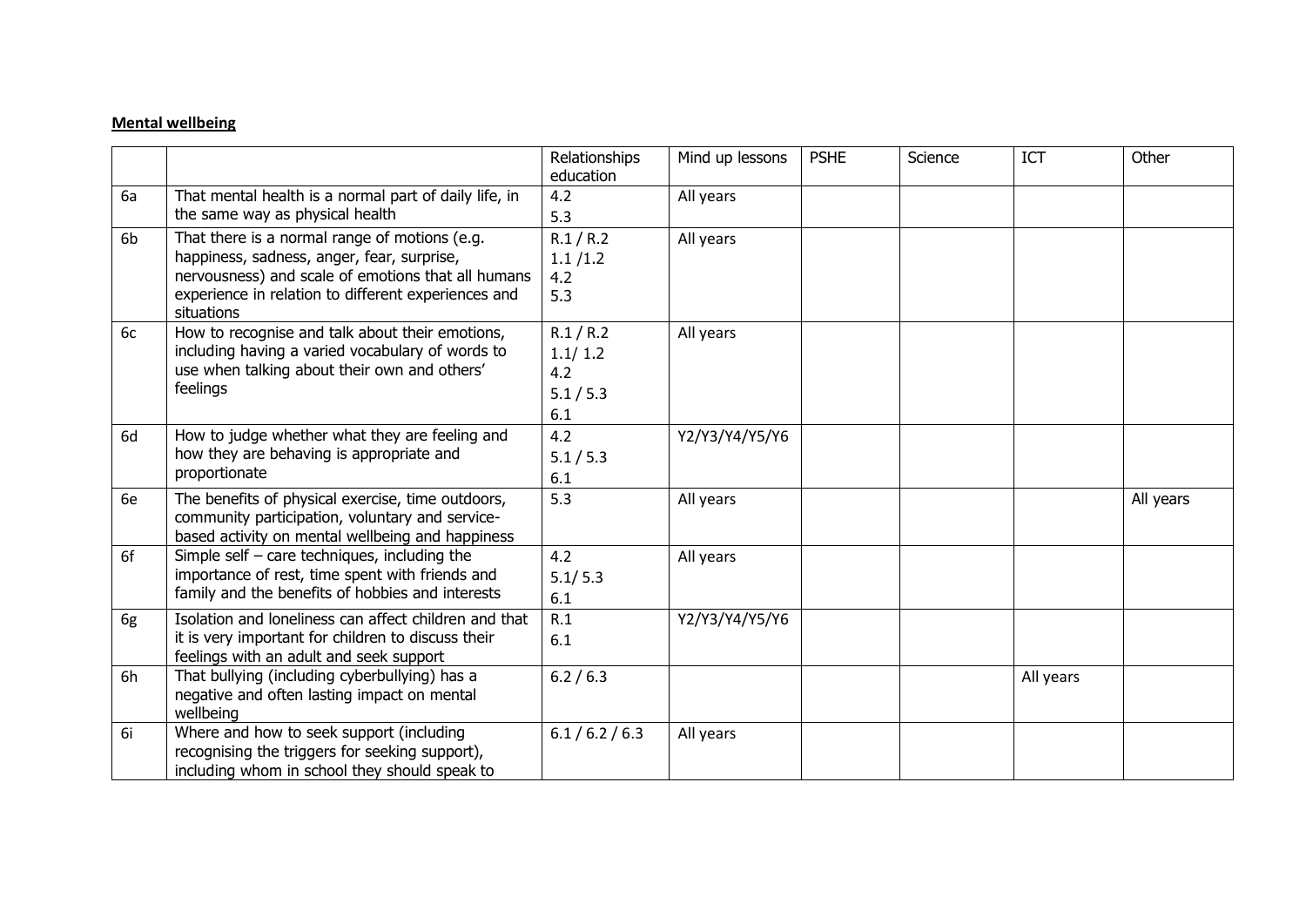**Mental wellbeing**

| | | Relationships education | Mind up lessons | PSHE | Science | ICT | Other |
|---|---|---|---|---|---|---|---|
| 6a | That mental health is a normal part of daily life, in the same way as physical health | 4.2<br>5.3 | All years | | | | |
| 6b | That there is a normal range of motions (e.g. happiness, sadness, anger, fear, surprise, nervousness) and scale of emotions that all humans experience in relation to different experiences and situations | R.1 / R.2<br>1.1 /1.2<br>4.2<br>5.3 | All years | | | | |
| 6c | How to recognise and talk about their emotions, including having a varied vocabulary of words to use when talking about their own and others' feelings | R.1 / R.2<br>1.1/ 1.2<br>4.2<br>5.1 / 5.3<br>6.1 | All years | | | | |
| 6d | How to judge whether what they are feeling and how they are behaving is appropriate and proportionate | 4.2<br>5.1 / 5.3<br>6.1 | Y2/Y3/Y4/Y5/Y6 | | | | |
| 6e | The benefits of physical exercise, time outdoors, community participation, voluntary and service-based activity on mental wellbeing and happiness | 5.3 | All years | | | | All years |
| 6f | Simple self – care techniques, including the importance of rest, time spent with friends and family and the benefits of hobbies and interests | 4.2<br>5.1/ 5.3<br>6.1 | All years | | | | |
| 6g | Isolation and loneliness can affect children and that it is very important for children to discuss their feelings with an adult and seek support | R.1<br>6.1 | Y2/Y3/Y4/Y5/Y6 | | | | |
| 6h | That bullying (including cyberbullying) has a negative and often lasting impact on mental wellbeing | 6.2 / 6.3 | | | | All years | |
| 6i | Where and how to seek support (including recognising the triggers for seeking support), including whom in school they should speak to | 6.1 / 6.2 / 6.3 | All years | | | | |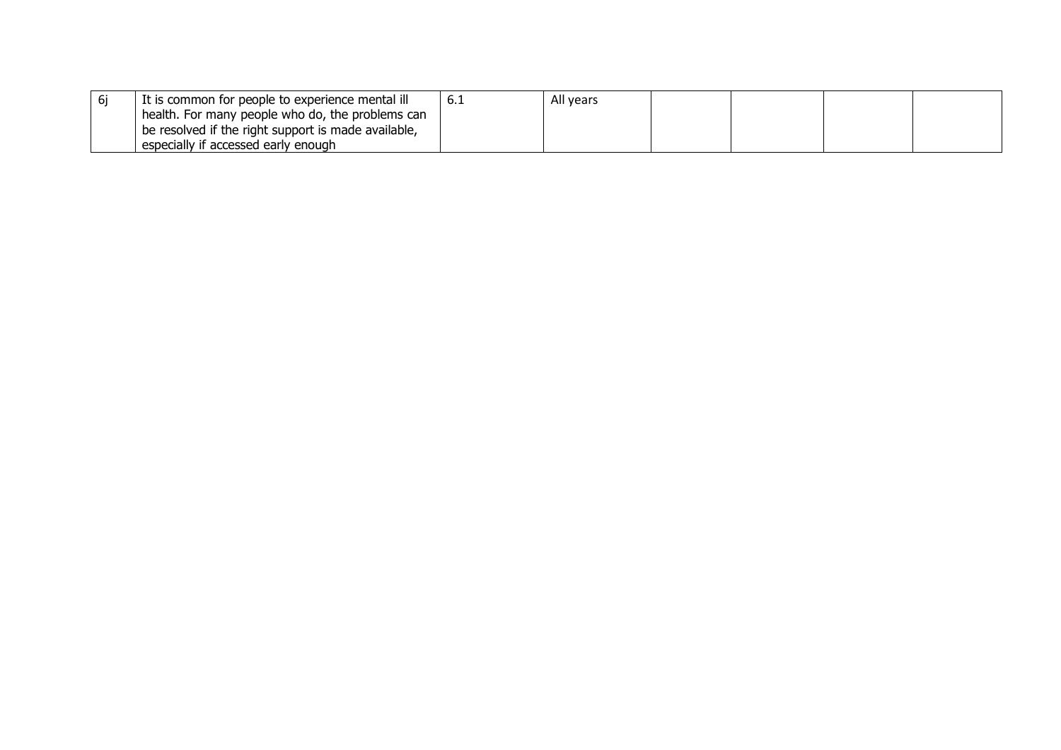| | | | | | | | |
|---|---|---|---|---|---|---|---|
| 6j | It is common for people to experience mental ill health. For many people who do, the problems can be resolved if the right support is made available, especially if accessed early enough | 6.1 | All years | | | | |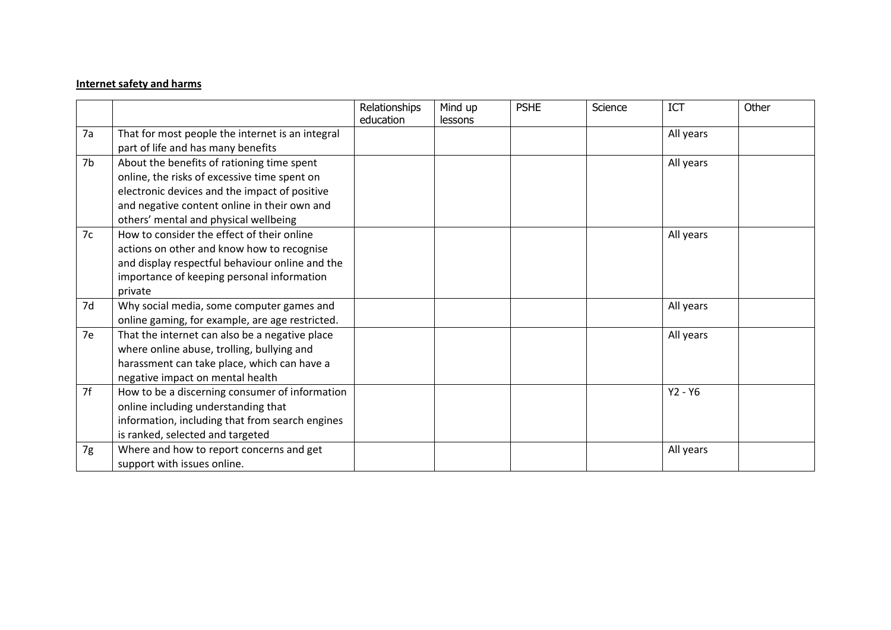**Internet safety and harms**

| | | Relationships education | Mind up lessons | PSHE | Science | ICT | Other |
|---|---|---|---|---|---|---|---|
| 7a | That for most people the internet is an integral part of life and has many benefits | | | | | All years | |
| 7b | About the benefits of rationing time spent online, the risks of excessive time spent on electronic devices and the impact of positive and negative content online in their own and others' mental and physical wellbeing | | | | | All years | |
| 7c | How to consider the effect of their online actions on other and know how to recognise and display respectful behaviour online and the importance of keeping personal information private | | | | | All years | |
| 7d | Why social media, some computer games and online gaming, for example, are age restricted. | | | | | All years | |
| 7e | That the internet can also be a negative place where online abuse, trolling, bullying and harassment can take place, which can have a negative impact on mental health | | | | | All years | |
| 7f | How to be a discerning consumer of information online including understanding that information, including that from search engines is ranked, selected and targeted | | | | | Y2 - Y6 | |
| 7g | Where and how to report concerns and get support with issues online. | | | | | All years | |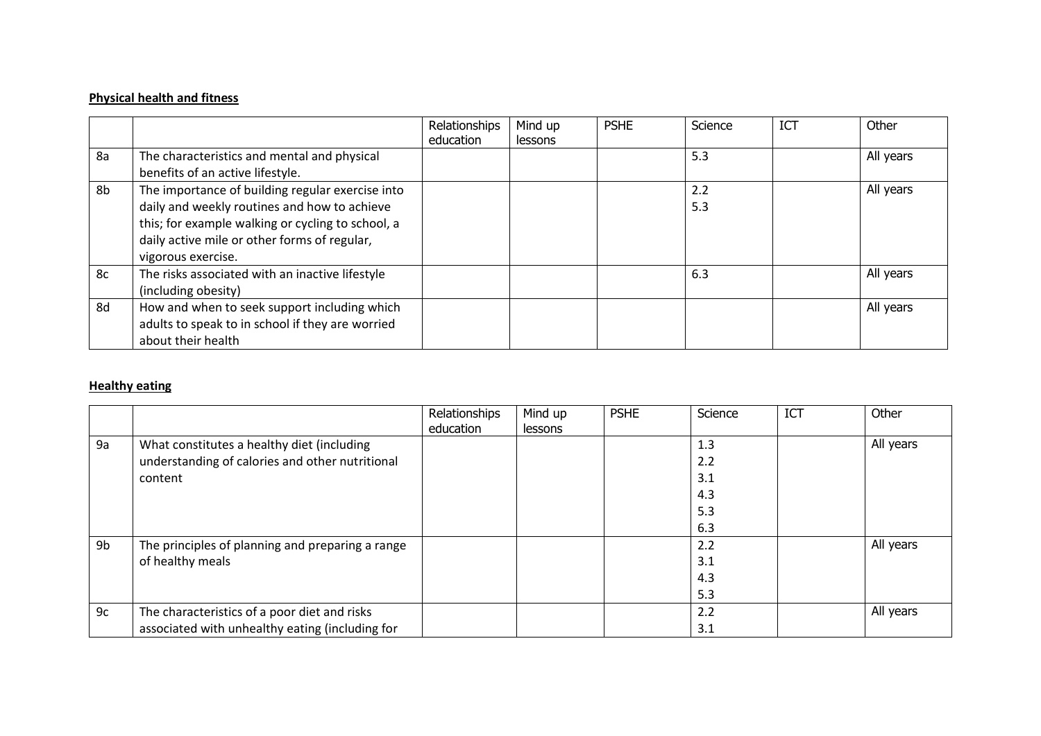**Physical health and fitness**

| | | Relationships education | Mind up lessons | PSHE | Science | ICT | Other |
|---|---|---|---|---|---|---|---|
| 8a | The characteristics and mental and physical benefits of an active lifestyle. | | | | 5.3 | | All years |
| 8b | The importance of building regular exercise into daily and weekly routines and how to achieve this; for example walking or cycling to school, a daily active mile or other forms of regular, vigorous exercise. | | | | 2.2<br>5.3 | | All years |
| 8c | The risks associated with an inactive lifestyle (including obesity) | | | | 6.3 | | All years |
| 8d | How and when to seek support including which adults to speak to in school if they are worried about their health | | | | | | All years |

**Healthy eating**

| | | Relationships education | Mind up lessons | PSHE | Science | ICT | Other |
|---|---|---|---|---|---|---|---|
| 9a | What constitutes a healthy diet (including understanding of calories and other nutritional content | | | | 1.3<br>2.2<br>3.1<br>4.3<br>5.3<br>6.3 | | All years |
| 9b | The principles of planning and preparing a range of healthy meals | | | | 2.2<br>3.1<br>4.3<br>5.3 | | All years |
| 9c | The characteristics of a poor diet and risks associated with unhealthy eating (including for | | | | 2.2<br>3.1 | | All years |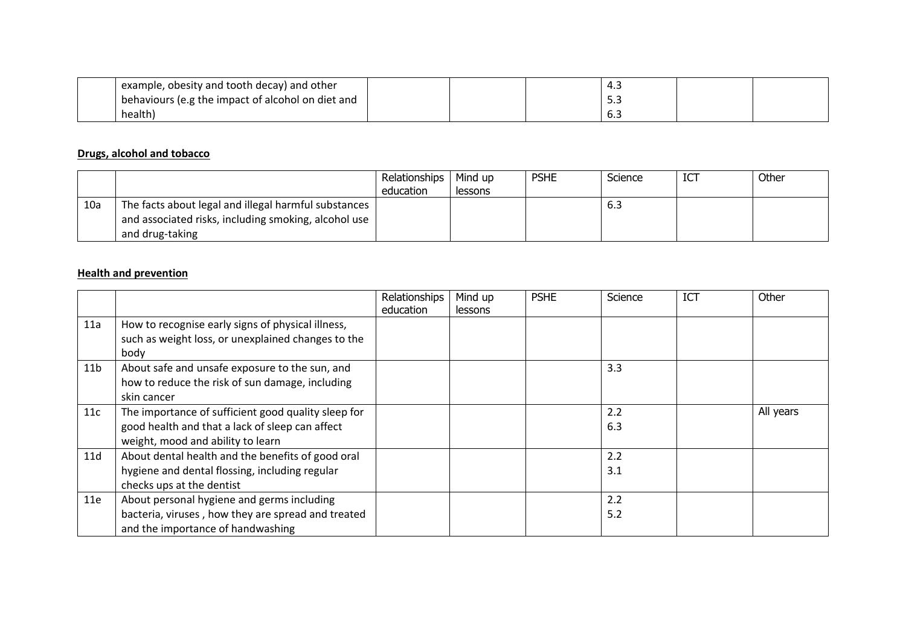| | | | | | | | |
|---|---|---|---|---|---|---|---|
| | example, obesity and tooth decay) and other behaviours (e.g the impact of alcohol on diet and health) | | | | 4.3<br>5.3<br>6.3 | | |

**Drugs, alcohol and tobacco**

| | | Relationships education | Mind up lessons | PSHE | Science | ICT | Other |
|---|---|---|---|---|---|---|---|
| 10a | The facts about legal and illegal harmful substances and associated risks, including smoking, alcohol use and drug-taking | | | | 6.3 | | |

**Health and prevention**

| | | Relationships education | Mind up lessons | PSHE | Science | ICT | Other |
|---|---|---|---|---|---|---|---|
| 11a | How to recognise early signs of physical illness, such as weight loss, or unexplained changes to the body | | | | | | |
| 11b | About safe and unsafe exposure to the sun, and how to reduce the risk of sun damage, including skin cancer | | | | 3.3 | | |
| 11c | The importance of sufficient good quality sleep for good health and that a lack of sleep can affect weight, mood and ability to learn | | | | 2.2<br>6.3 | | All years |
| 11d | About dental health and the benefits of good oral hygiene and dental flossing, including regular checks ups at the dentist | | | | 2.2<br>3.1 | | |
| 11e | About personal hygiene and germs including bacteria, viruses , how they are spread and treated and the importance of handwashing | | | | 2.2<br>5.2 | | |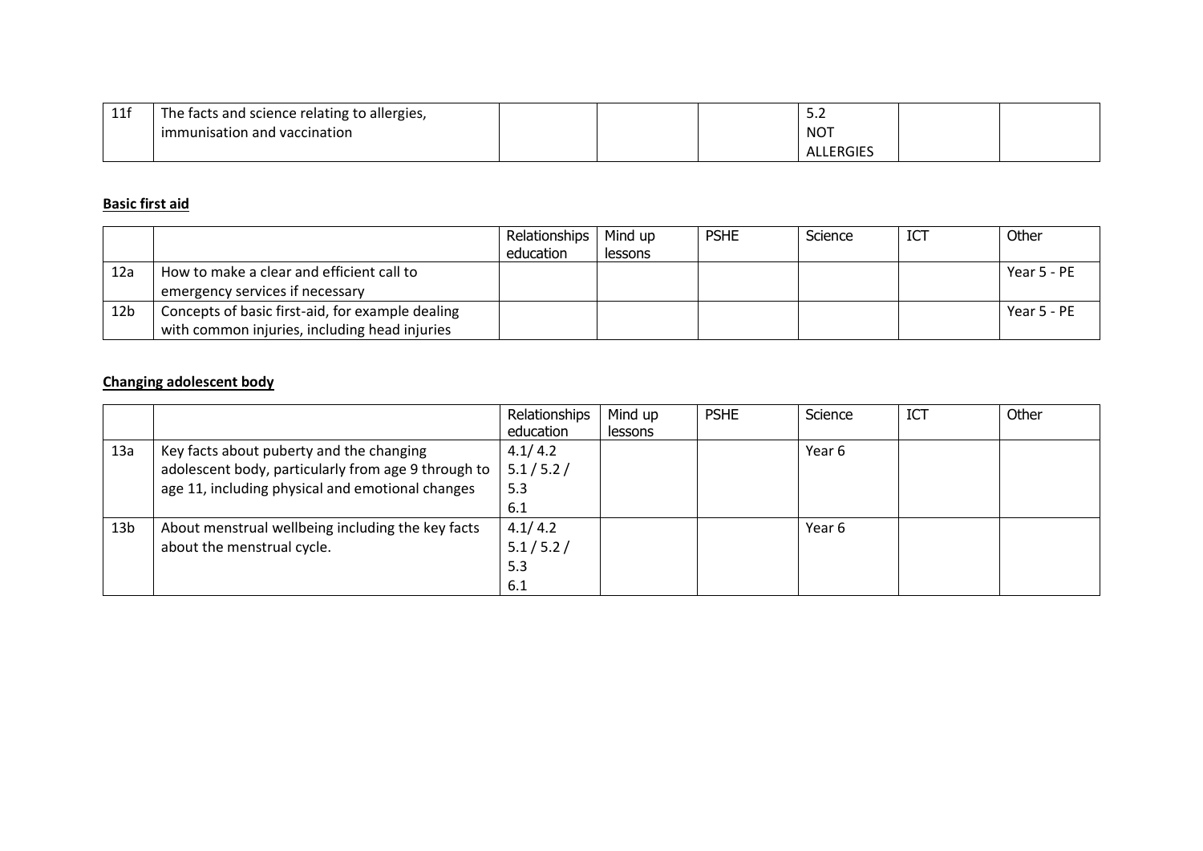| | | | | | | | |
|---|---|---|---|---|---|---|---|
| 11f | The facts and science relating to allergies, immunisation and vaccination | | | | 5.2 NOT ALLERGIES | | |

**Basic first aid**

| | | Relationships education | Mind up lessons | PSHE | Science | ICT | Other |
|---|---|---|---|---|---|---|---|
| 12a | How to make a clear and efficient call to emergency services if necessary | | | | | | Year 5 - PE |
| 12b | Concepts of basic first-aid, for example dealing with common injuries, including head injuries | | | | | | Year 5 - PE |

**Changing adolescent body**

| | | Relationships education | Mind up lessons | PSHE | Science | ICT | Other |
|---|---|---|---|---|---|---|---|
| 13a | Key facts about puberty and the changing adolescent body, particularly from age 9 through to age 11, including physical and emotional changes | 4.1/ 4.2 5.1 / 5.2 / 5.3 6.1 | | | Year 6 | | |
| 13b | About menstrual wellbeing including the key facts about the menstrual cycle. | 4.1/ 4.2 5.1 / 5.2 / 5.3 6.1 | | | Year 6 | | |